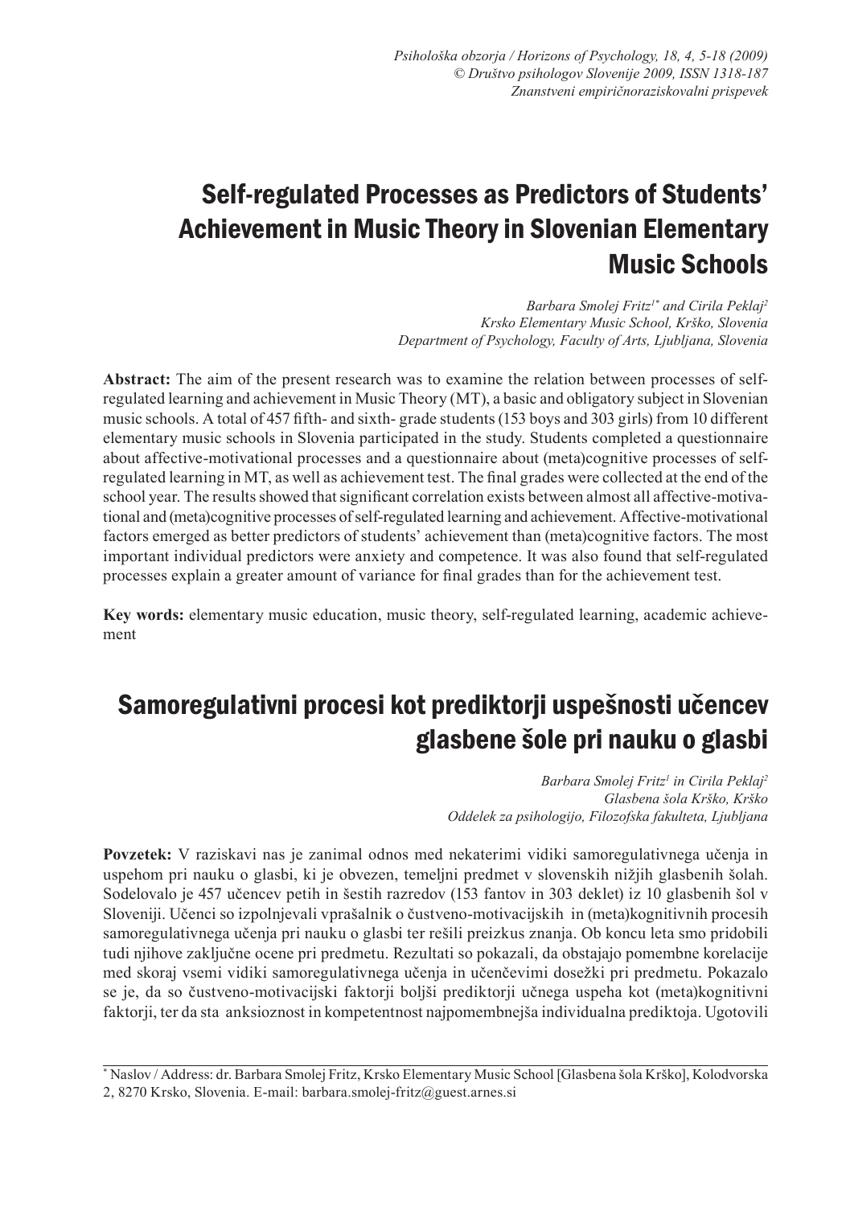*Psihološka obzorja / Horizons of Psychology, 18, 4, 5-18 (2009)*
*© Društvo psihologov Slovenije 2009, ISSN 1318-187*
*Znanstveni empiričnoraziskovalni prispevek*

# Self-regulated Processes as Predictors of Students' Achievement in Music Theory in Slovenian Elementary Music Schools

*Barbara Smolej Fritz[1]\* and Cirila Peklaj[2]*
*Krsko Elementary Music School, Krško, Slovenia*
*Department of Psychology, Faculty of Arts, Ljubljana, Slovenia*

**Abstract:** The aim of the present research was to examine the relation between processes of self-regulated learning and achievement in Music Theory (MT), a basic and obligatory subject in Slovenian music schools. A total of 457 fifth- and sixth- grade students (153 boys and 303 girls) from 10 different elementary music schools in Slovenia participated in the study. Students completed a questionnaire about affective-motivational processes and a questionnaire about (meta)cognitive processes of self-regulated learning in MT, as well as achievement test. The final grades were collected at the end of the school year. The results showed that significant correlation exists between almost all affective-motivational and (meta)cognitive processes of self-regulated learning and achievement. Affective-motivational factors emerged as better predictors of students' achievement than (meta)cognitive factors. The most important individual predictors were anxiety and competence. It was also found that self-regulated processes explain a greater amount of variance for final grades than for the achievement test.

**Key words:** elementary music education, music theory, self-regulated learning, academic achievement

# Samoregulativni procesi kot prediktorji uspešnosti učencev glasbene šole pri nauku o glasbi

*Barbara Smolej Fritz[1] in Cirila Peklaj[2]*
*Glasbena šola Krško, Krško*
*Oddelek za psihologijo, Filozofska fakulteta, Ljubljana*

**Povzetek:** V raziskavi nas je zanimal odnos med nekaterimi vidiki samoregulativnega učenja in uspehom pri nauku o glasbi, ki je obvezen, temeljni predmet v slovenskih nižjih glasbenih šolah. Sodelovalo je 457 učencev petih in šestih razredov (153 fantov in 303 deklet) iz 10 glasbenih šol v Sloveniji. Učenci so izpolnjevali vprašalnik o čustveno-motivacijskih in (meta)kognitivnih procesih samoregulativnega učenja pri nauku o glasbi ter rešili preizkus znanja. Ob koncu leta smo pridobili tudi njihove zaključne ocene pri predmetu. Rezultati so pokazali, da obstajajo pomembne korelacije med skoraj vsemi vidiki samoregulativnega učenja in učenčevimi dosežki pri predmetu. Pokazalo se je, da so čustveno-motivacijski faktorji boljši prediktorji učnega uspeha kot (meta)kognitivni faktorji, ter da sta anksioznost in kompetentnost najpomembnejša individualna prediktoja. Ugotovili

\* Naslov / Address: dr. Barbara Smolej Fritz, Krsko Elementary Music School [Glasbena šola Krško], Kolodvorska 2, 8270 Krsko, Slovenia. E-mail: barbara.smolej-fritz@guest.arnes.si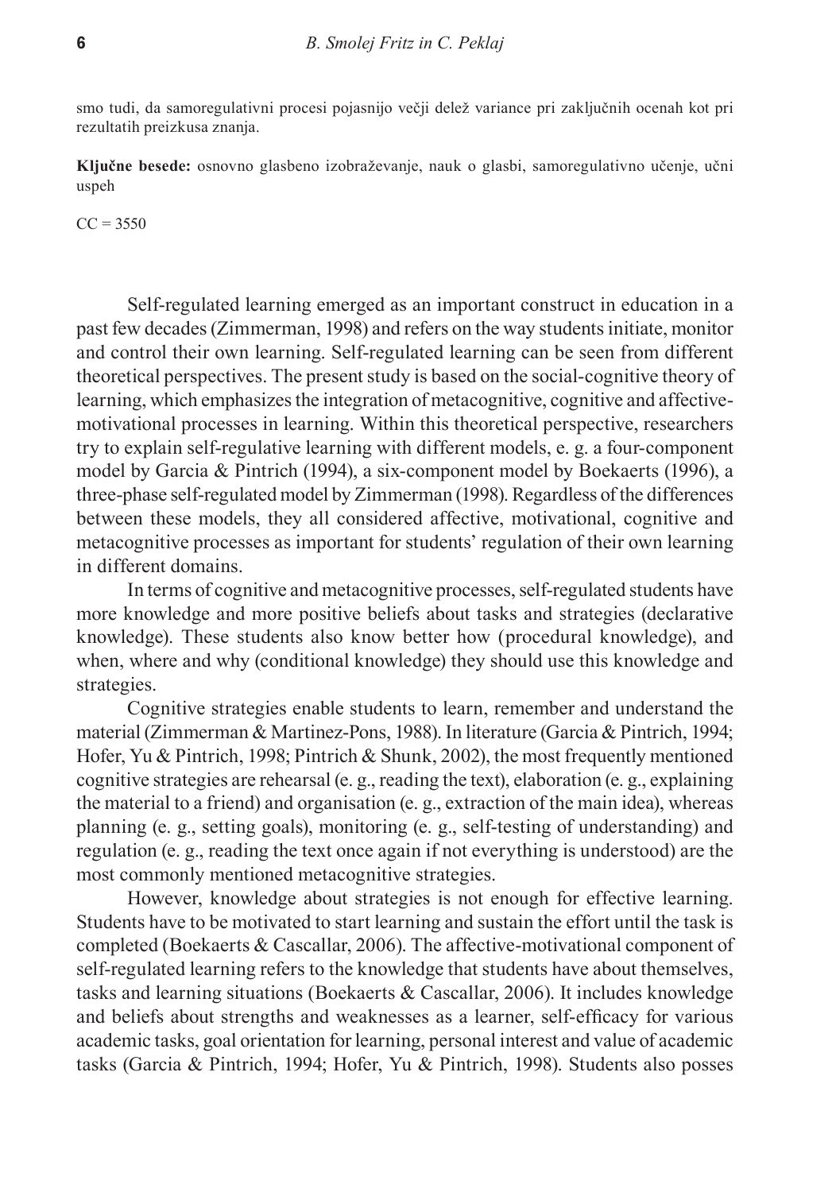smo tudi, da samoregulativni procesi pojasnijo večji delež variance pri zaključnih ocenah kot pri rezultatih preizkusa znanja.

**Ključne besede:** osnovno glasbeno izobraževanje, nauk o glasbi, samoregulativno učenje, učni uspeh

CC = 3550

Self-regulated learning emerged as an important construct in education in a past few decades (Zimmerman, 1998) and refers on the way students initiate, monitor and control their own learning. Self-regulated learning can be seen from different theoretical perspectives. The present study is based on the social-cognitive theory of learning, which emphasizes the integration of metacognitive, cognitive and affective-motivational processes in learning. Within this theoretical perspective, researchers try to explain self-regulative learning with different models, e. g. a four-component model by Garcia & Pintrich (1994), a six-component model by Boekaerts (1996), a three-phase self-regulated model by Zimmerman (1998). Regardless of the differences between these models, they all considered affective, motivational, cognitive and metacognitive processes as important for students' regulation of their own learning in different domains.

In terms of cognitive and metacognitive processes, self-regulated students have more knowledge and more positive beliefs about tasks and strategies (declarative knowledge). These students also know better how (procedural knowledge), and when, where and why (conditional knowledge) they should use this knowledge and strategies.

Cognitive strategies enable students to learn, remember and understand the material (Zimmerman & Martinez-Pons, 1988). In literature (Garcia & Pintrich, 1994; Hofer, Yu & Pintrich, 1998; Pintrich & Shunk, 2002), the most frequently mentioned cognitive strategies are rehearsal (e. g., reading the text), elaboration (e. g., explaining the material to a friend) and organisation (e. g., extraction of the main idea), whereas planning (e. g., setting goals), monitoring (e. g., self-testing of understanding) and regulation (e. g., reading the text once again if not everything is understood) are the most commonly mentioned metacognitive strategies.

However, knowledge about strategies is not enough for effective learning. Students have to be motivated to start learning and sustain the effort until the task is completed (Boekaerts & Cascallar, 2006). The affective-motivational component of self-regulated learning refers to the knowledge that students have about themselves, tasks and learning situations (Boekaerts & Cascallar, 2006). It includes knowledge and beliefs about strengths and weaknesses as a learner, self-efficacy for various academic tasks, goal orientation for learning, personal interest and value of academic tasks (Garcia & Pintrich, 1994; Hofer, Yu & Pintrich, 1998). Students also posses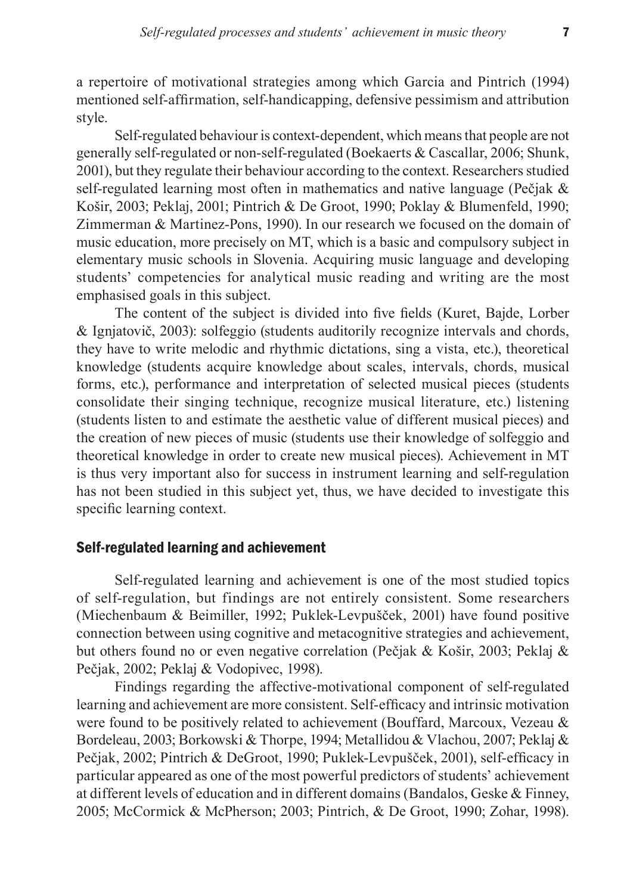a repertoire of motivational strategies among which Garcia and Pintrich (1994) mentioned self-affirmation, self-handicapping, defensive pessimism and attribution style.

Self-regulated behaviour is context-dependent, which means that people are not generally self-regulated or non-self-regulated (Boekaerts & Cascallar, 2006; Shunk, 2001), but they regulate their behaviour according to the context. Researchers studied self-regulated learning most often in mathematics and native language (Pečjak & Košir, 2003; Peklaj, 2001; Pintrich & De Groot, 1990; Poklay & Blumenfeld, 1990; Zimmerman & Martinez-Pons, 1990). In our research we focused on the domain of music education, more precisely on MT, which is a basic and compulsory subject in elementary music schools in Slovenia. Acquiring music language and developing students' competencies for analytical music reading and writing are the most emphasised goals in this subject.

The content of the subject is divided into five fields (Kuret, Bajde, Lorber & Ignjatovič, 2003): solfeggio (students auditorily recognize intervals and chords, they have to write melodic and rhythmic dictations, sing a vista, etc.), theoretical knowledge (students acquire knowledge about scales, intervals, chords, musical forms, etc.), performance and interpretation of selected musical pieces (students consolidate their singing technique, recognize musical literature, etc.) listening (students listen to and estimate the aesthetic value of different musical pieces) and the creation of new pieces of music (students use their knowledge of solfeggio and theoretical knowledge in order to create new musical pieces). Achievement in MT is thus very important also for success in instrument learning and self-regulation has not been studied in this subject yet, thus, we have decided to investigate this specific learning context.

## Self-regulated learning and achievement

Self-regulated learning and achievement is one of the most studied topics of self-regulation, but findings are not entirely consistent. Some researchers (Miechenbaum & Beimiller, 1992; Puklek-Levpušček, 2001) have found positive connection between using cognitive and metacognitive strategies and achievement, but others found no or even negative correlation (Pečjak & Košir, 2003; Peklaj & Pečjak, 2002; Peklaj & Vodopivec, 1998).

Findings regarding the affective-motivational component of self-regulated learning and achievement are more consistent. Self-efficacy and intrinsic motivation were found to be positively related to achievement (Bouffard, Marcoux, Vezeau & Bordeleau, 2003; Borkowski & Thorpe, 1994; Metallidou & Vlachou, 2007; Peklaj & Pečjak, 2002; Pintrich & DeGroot, 1990; Puklek-Levpušček, 2001), self-efficacy in particular appeared as one of the most powerful predictors of students' achievement at different levels of education and in different domains (Bandalos, Geske & Finney, 2005; McCormick & McPherson; 2003; Pintrich, & De Groot, 1990; Zohar, 1998).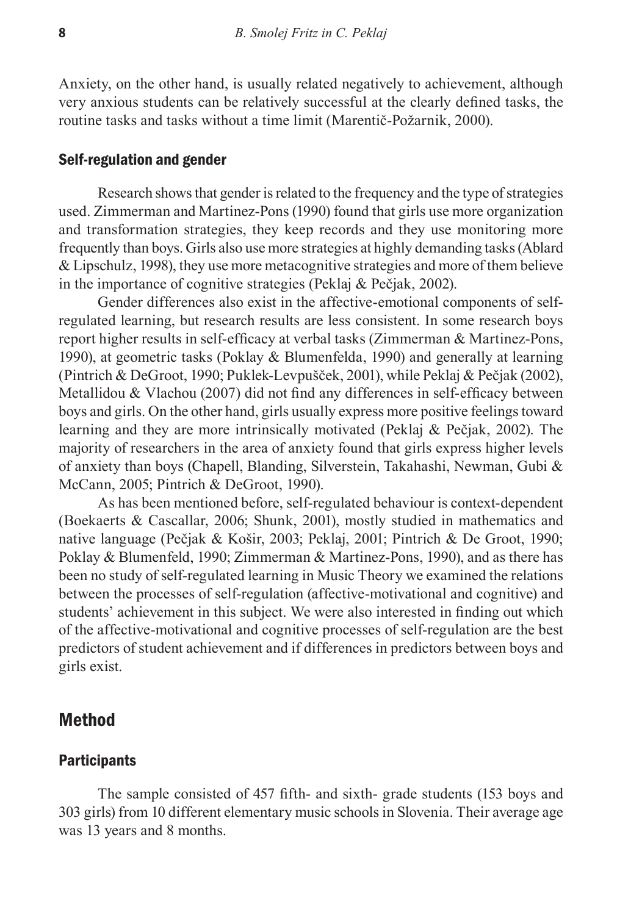Anxiety, on the other hand, is usually related negatively to achievement, although very anxious students can be relatively successful at the clearly defined tasks, the routine tasks and tasks without a time limit (Marentič-Požarnik, 2000).

### Self-regulation and gender

Research shows that gender is related to the frequency and the type of strategies used. Zimmerman and Martinez-Pons (1990) found that girls use more organization and transformation strategies, they keep records and they use monitoring more frequently than boys. Girls also use more strategies at highly demanding tasks (Ablard & Lipschulz, 1998), they use more metacognitive strategies and more of them believe in the importance of cognitive strategies (Peklaj & Pečjak, 2002).

Gender differences also exist in the affective-emotional components of self-regulated learning, but research results are less consistent. In some research boys report higher results in self-efficacy at verbal tasks (Zimmerman & Martinez-Pons, 1990), at geometric tasks (Poklay & Blumenfelda, 1990) and generally at learning (Pintrich & DeGroot, 1990; Puklek-Levpušček, 2001), while Peklaj & Pečjak (2002), Metallidou & Vlachou (2007) did not find any differences in self-efficacy between boys and girls. On the other hand, girls usually express more positive feelings toward learning and they are more intrinsically motivated (Peklaj & Pečjak, 2002). The majority of researchers in the area of anxiety found that girls express higher levels of anxiety than boys (Chapell, Blanding, Silverstein, Takahashi, Newman, Gubi & McCann, 2005; Pintrich & DeGroot, 1990).

As has been mentioned before, self-regulated behaviour is context-dependent (Boekaerts & Cascallar, 2006; Shunk, 2001), mostly studied in mathematics and native language (Pečjak & Košir, 2003; Peklaj, 2001; Pintrich & De Groot, 1990; Poklay & Blumenfeld, 1990; Zimmerman & Martinez-Pons, 1990), and as there has been no study of self-regulated learning in Music Theory we examined the relations between the processes of self-regulation (affective-motivational and cognitive) and students' achievement in this subject. We were also interested in finding out which of the affective-motivational and cognitive processes of self-regulation are the best predictors of student achievement and if differences in predictors between boys and girls exist.

## Method

### Participants

The sample consisted of 457 fifth- and sixth- grade students (153 boys and 303 girls) from 10 different elementary music schools in Slovenia. Their average age was 13 years and 8 months.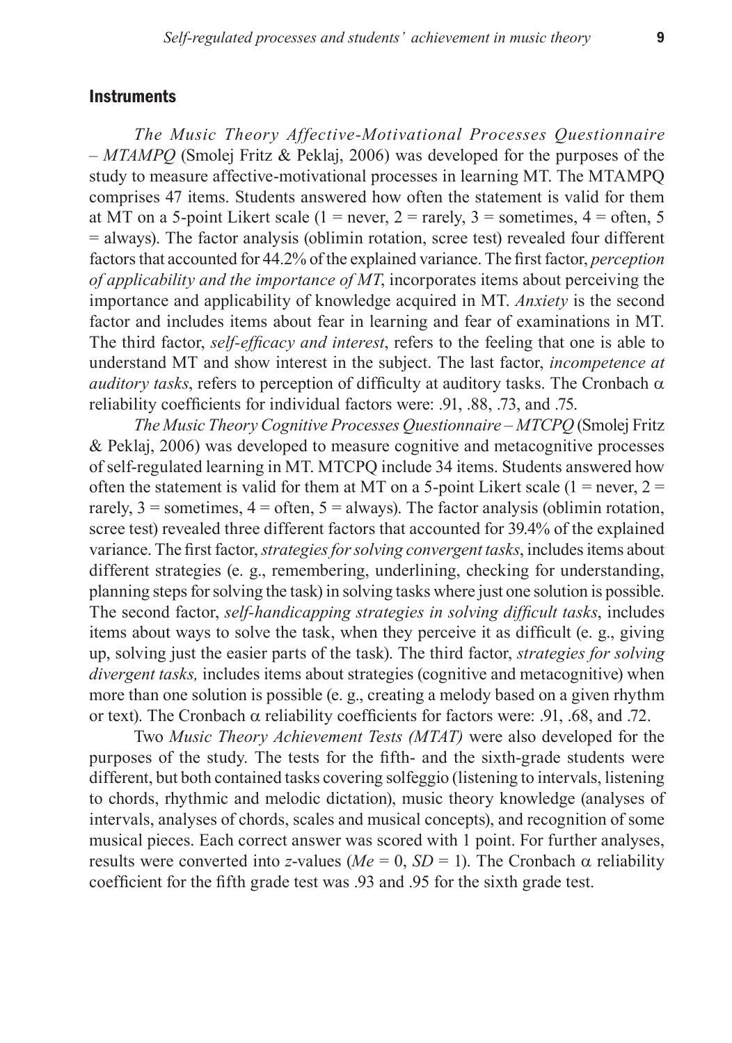## Instruments

*The Music Theory Affective-Motivational Processes Questionnaire – MTAMPQ* (Smolej Fritz & Peklaj, 2006) was developed for the purposes of the study to measure affective-motivational processes in learning MT. The MTAMPQ comprises 47 items. Students answered how often the statement is valid for them at MT on a 5-point Likert scale (1 = never, 2 = rarely, 3 = sometimes, 4 = often, 5 = always). The factor analysis (oblimin rotation, scree test) revealed four different factors that accounted for 44.2% of the explained variance. The first factor, *perception of applicability and the importance of MT*, incorporates items about perceiving the importance and applicability of knowledge acquired in MT. *Anxiety* is the second factor and includes items about fear in learning and fear of examinations in MT. The third factor, *self-efficacy and interest*, refers to the feeling that one is able to understand MT and show interest in the subject. The last factor, *incompetence at auditory tasks*, refers to perception of difficulty at auditory tasks. The Cronbach $\alpha$ reliability coefficients for individual factors were: .91, .88, .73, and .75.

*The Music Theory Cognitive Processes Questionnaire – MTCPQ* (Smolej Fritz & Peklaj, 2006) was developed to measure cognitive and metacognitive processes of self-regulated learning in MT. MTCPQ include 34 items. Students answered how often the statement is valid for them at MT on a 5-point Likert scale (1 = never, 2 = rarely, 3 = sometimes, 4 = often, 5 = always). The factor analysis (oblimin rotation, scree test) revealed three different factors that accounted for 39.4% of the explained variance. The first factor, *strategies for solving convergent tasks*, includes items about different strategies (e. g., remembering, underlining, checking for understanding, planning steps for solving the task) in solving tasks where just one solution is possible. The second factor, *self-handicapping strategies in solving difficult tasks*, includes items about ways to solve the task, when they perceive it as difficult (e. g., giving up, solving just the easier parts of the task). The third factor, *strategies for solving divergent tasks,* includes items about strategies (cognitive and metacognitive) when more than one solution is possible (e. g., creating a melody based on a given rhythm or text). The Cronbach $\alpha$ reliability coefficients for factors were: .91, .68, and .72.

Two *Music Theory Achievement Tests (MTAT)* were also developed for the purposes of the study. The tests for the fifth- and the sixth-grade students were different, but both contained tasks covering solfeggio (listening to intervals, listening to chords, rhythmic and melodic dictation), music theory knowledge (analyses of intervals, analyses of chords, scales and musical concepts), and recognition of some musical pieces. Each correct answer was scored with 1 point. For further analyses, results were converted into $z$-values ($Me = 0$, $SD = 1$). The Cronbach $\alpha$ reliability coefficient for the fifth grade test was .93 and .95 for the sixth grade test.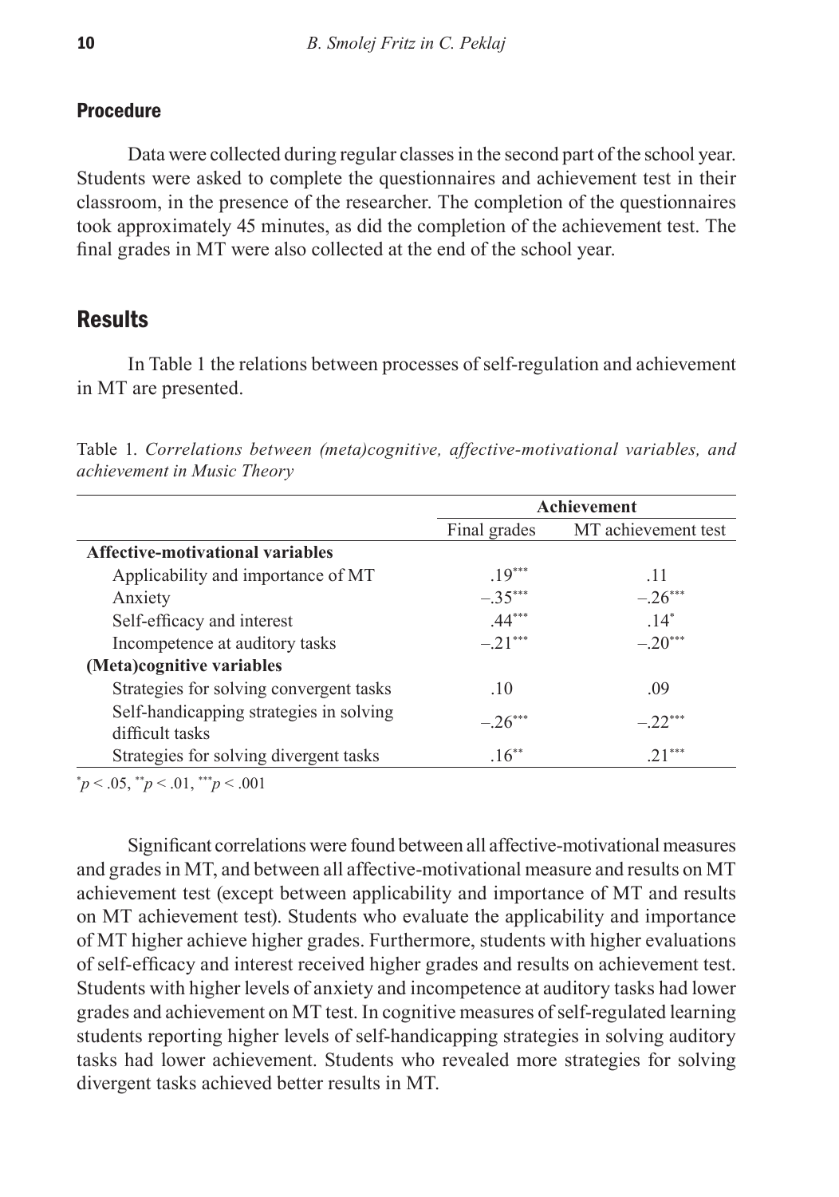### Procedure

Data were collected during regular classes in the second part of the school year. Students were asked to complete the questionnaires and achievement test in their classroom, in the presence of the researcher. The completion of the questionnaires took approximately 45 minutes, as did the completion of the achievement test. The final grades in MT were also collected at the end of the school year.

## Results

In Table 1 the relations between processes of self-regulation and achievement in MT are presented.

Table 1. *Correlations between (meta)cognitive, affective-motivational variables, and achievement in Music Theory*

| | Achievement | |
|---|---|---|
| | Final grades | MT achievement test |
| **Affective-motivational variables** | | |
| Applicability and importance of MT | .19*** | .11 |
| Anxiety | –.35*** | –.26*** |
| Self-efficacy and interest | .44*** | .14* |
| Incompetence at auditory tasks | –.21*** | –.20*** |
| **(Meta)cognitive variables** | | |
| Strategies for solving convergent tasks | .10 | .09 |
| Self-handicapping strategies in solving difficult tasks | –.26*** | –.22*** |
| Strategies for solving divergent tasks | .16** | .21*** |

*$p < .05$, **$p < .01$, ***$p < .001$

Significant correlations were found between all affective-motivational measures and grades in MT, and between all affective-motivational measure and results on MT achievement test (except between applicability and importance of MT and results on MT achievement test). Students who evaluate the applicability and importance of MT higher achieve higher grades. Furthermore, students with higher evaluations of self-efficacy and interest received higher grades and results on achievement test. Students with higher levels of anxiety and incompetence at auditory tasks had lower grades and achievement on MT test. In cognitive measures of self-regulated learning students reporting higher levels of self-handicapping strategies in solving auditory tasks had lower achievement. Students who revealed more strategies for solving divergent tasks achieved better results in MT.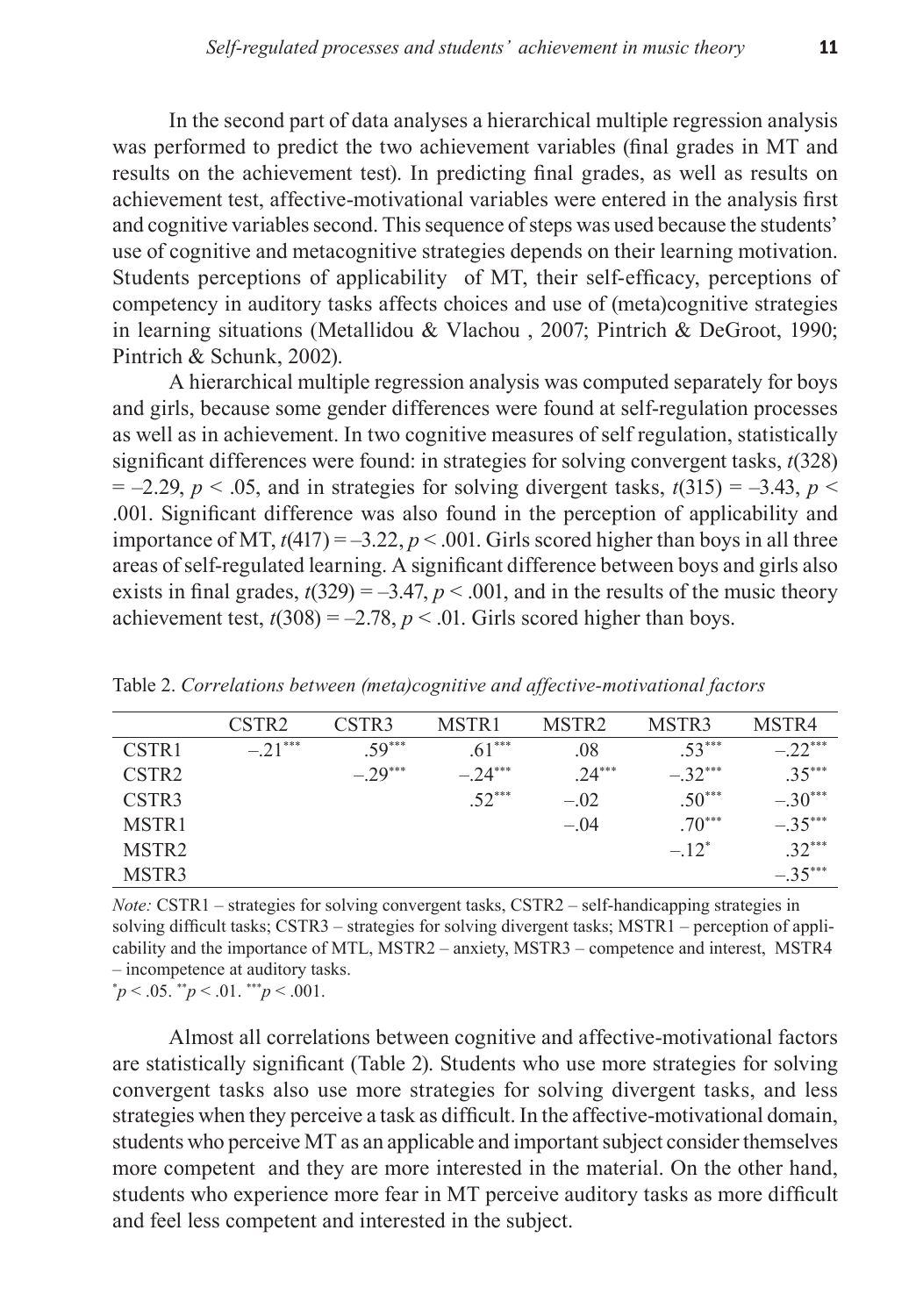In the second part of data analyses a hierarchical multiple regression analysis was performed to predict the two achievement variables (final grades in MT and results on the achievement test). In predicting final grades, as well as results on achievement test, affective-motivational variables were entered in the analysis first and cognitive variables second. This sequence of steps was used because the students' use of cognitive and metacognitive strategies depends on their learning motivation. Students perceptions of applicability of MT, their self-efficacy, perceptions of competency in auditory tasks affects choices and use of (meta)cognitive strategies in learning situations (Metallidou & Vlachou , 2007; Pintrich & DeGroot, 1990; Pintrich & Schunk, 2002).

A hierarchical multiple regression analysis was computed separately for boys and girls, because some gender differences were found at self-regulation processes as well as in achievement. In two cognitive measures of self regulation, statistically significant differences were found: in strategies for solving convergent tasks, $t(328) = -2.29$, $p < .05$, and in strategies for solving divergent tasks, $t(315) = -3.43$, $p < .001$. Significant difference was also found in the perception of applicability and importance of MT, $t(417) = -3.22$, $p < .001$. Girls scored higher than boys in all three areas of self-regulated learning. A significant difference between boys and girls also exists in final grades, $t(329) = -3.47$, $p < .001$, and in the results of the music theory achievement test, $t(308) = -2.78$, $p < .01$. Girls scored higher than boys.

Table 2. *Correlations between (meta)cognitive and affective-motivational factors*

| | CSTR2 | CSTR3 | MSTR1 | MSTR2 | MSTR3 | MSTR4 |
|---|---|---|---|---|---|---|
| CSTR1 | $-.21^{***}$ | $.59^{***}$ | $.61^{***}$ | .08 | $.53^{***}$ | $-.22^{***}$ |
| CSTR2 | | $-.29^{***}$ | $-.24^{***}$ | $.24^{***}$ | $-.32^{***}$ | $.35^{***}$ |
| CSTR3 | | | $.52^{***}$ | $-.02$ | $.50^{***}$ | $-.30^{***}$ |
| MSTR1 | | | | $-.04$ | $.70^{***}$ | $-.35^{***}$ |
| MSTR2 | | | | | $-.12^{*}$ | $.32^{***}$ |
| MSTR3 | | | | | | $-.35^{***}$ |

*Note:* CSTR1 – strategies for solving convergent tasks, CSTR2 – self-handicapping strategies in solving difficult tasks; CSTR3 – strategies for solving divergent tasks; MSTR1 – perception of applicability and the importance of MTL, MSTR2 – anxiety, MSTR3 – competence and interest, MSTR4 – incompetence at auditory tasks.
$^{*}p < .05$. $^{**}p < .01$. $^{***}p < .001$.

Almost all correlations between cognitive and affective-motivational factors are statistically significant (Table 2). Students who use more strategies for solving convergent tasks also use more strategies for solving divergent tasks, and less strategies when they perceive a task as difficult. In the affective-motivational domain, students who perceive MT as an applicable and important subject consider themselves more competent and they are more interested in the material. On the other hand, students who experience more fear in MT perceive auditory tasks as more difficult and feel less competent and interested in the subject.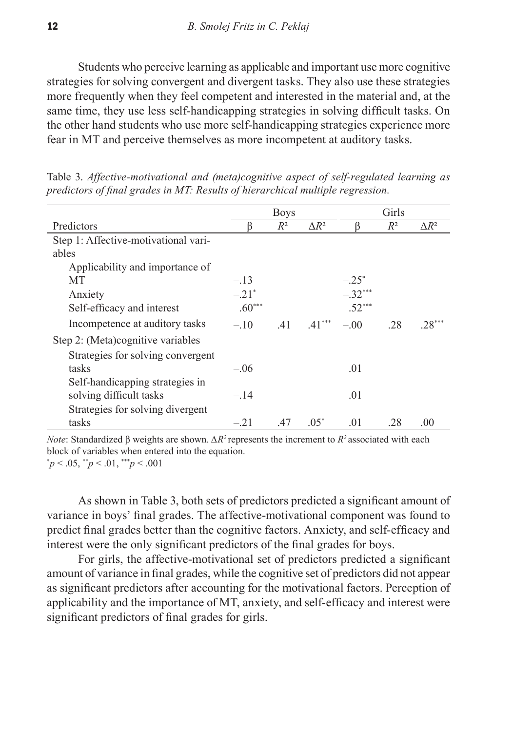Students who perceive learning as applicable and important use more cognitive strategies for solving convergent and divergent tasks. They also use these strategies more frequently when they feel competent and interested in the material and, at the same time, they use less self-handicapping strategies in solving difficult tasks. On the other hand students who use more self-handicapping strategies experience more fear in MT and perceive themselves as more incompetent at auditory tasks.

Table 3. *Affective-motivational and (meta)cognitive aspect of self-regulated learning as predictors of final grades in MT: Results of hierarchical multiple regression.*

| | Boys | | | Girls | | |
|---|---|---|---|---|---|---|
| Predictors | β | $R^2$ | $\Delta R^2$ | β | $R^2$ | $\Delta R^2$ |
| Step 1: Affective-motivational variables | | | | | | |
| Applicability and importance of MT | –.13 | | | –.25* | | |
| Anxiety | –.21* | | | –.32*** | | |
| Self-efficacy and interest | .60*** | | | .52*** | | |
| Incompetence at auditory tasks | –.10 | .41 | .41*** | –.00 | .28 | .28*** |
| Step 2: (Meta)cognitive variables | | | | | | |
| Strategies for solving convergent tasks | –.06 | | | .01 | | |
| Self-handicapping strategies in solving difficult tasks | –.14 | | | .01 | | |
| Strategies for solving divergent tasks | –.21 | .47 | .05* | .01 | .28 | .00 |

*Note*: Standardized β weights are shown. $\Delta R^2$ represents the increment to $R^2$ associated with each block of variables when entered into the equation.
*$p < .05$, **$p < .01$, ***$p < .001$

As shown in Table 3, both sets of predictors predicted a significant amount of variance in boys' final grades. The affective-motivational component was found to predict final grades better than the cognitive factors. Anxiety, and self-efficacy and interest were the only significant predictors of the final grades for boys.

For girls, the affective-motivational set of predictors predicted a significant amount of variance in final grades, while the cognitive set of predictors did not appear as significant predictors after accounting for the motivational factors. Perception of applicability and the importance of MT, anxiety, and self-efficacy and interest were significant predictors of final grades for girls.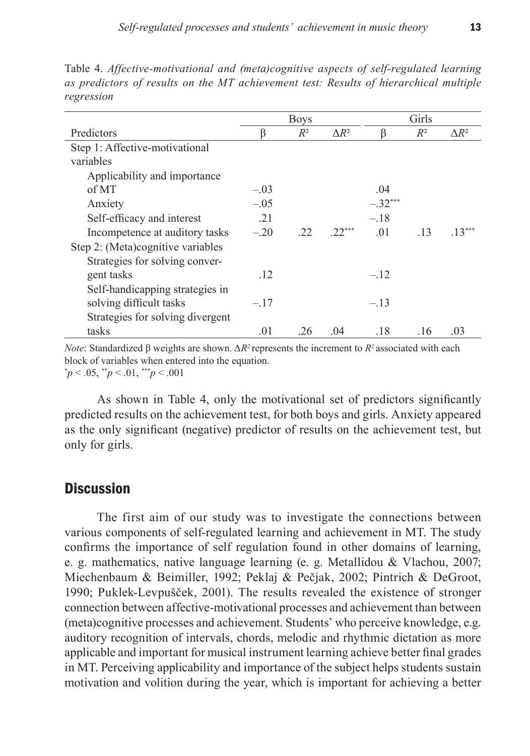Table 4. *Affective-motivational and (meta)cognitive aspects of self-regulated learning as predictors of results on the MT achievement test: Results of hierarchical multiple regression*

| | Boys | | | Girls | | |
|---|---|---|---|---|---|---|
| Predictors | β | $R^2$ | $\Delta R^2$ | β | $R^2$ | $\Delta R^2$ |
| Step 1: Affective-motivational variables | | | | | | |
| Applicability and importance of MT | –.03 | | | .04 | | |
| Anxiety | –.05 | | | $-.32^{***}$ | | |
| Self-efficacy and interest | .21 | | | –.18 | | |
| Incompetence at auditory tasks | –.20 | .22 | $.22^{***}$ | .01 | .13 | $.13^{***}$ |
| Step 2: (Meta)cognitive variables | | | | | | |
| Strategies for solving convergent tasks | .12 | | | –.12 | | |
| Self-handicapping strategies in solving difficult tasks | –.17 | | | –.13 | | |
| Strategies for solving divergent tasks | .01 | .26 | .04 | .18 | .16 | .03 |

*Note*: Standardized β weights are shown. $\Delta R^2$ represents the increment to $R^2$ associated with each block of variables when entered into the equation.
$^{*}p < .05$, $^{**}p < .01$, $^{***}p < .001$

As shown in Table 4, only the motivational set of predictors significantly predicted results on the achievement test, for both boys and girls. Anxiety appeared as the only significant (negative) predictor of results on the achievement test, but only for girls.

## Discussion

The first aim of our study was to investigate the connections between various components of self-regulated learning and achievement in MT. The study confirms the importance of self regulation found in other domains of learning, e. g. mathematics, native language learning (e. g. Metallidou & Vlachou, 2007; Miechenbaum & Beimiller, 1992; Peklaj & Pečjak, 2002; Pintrich & DeGroot, 1990; Puklek-Levpušček, 2001). The results revealed the existence of stronger connection between affective-motivational processes and achievement than between (meta)cognitive processes and achievement. Students' who perceive knowledge, e.g. auditory recognition of intervals, chords, melodic and rhythmic dictation as more applicable and important for musical instrument learning achieve better final grades in MT. Perceiving applicability and importance of the subject helps students sustain motivation and volition during the year, which is important for achieving a better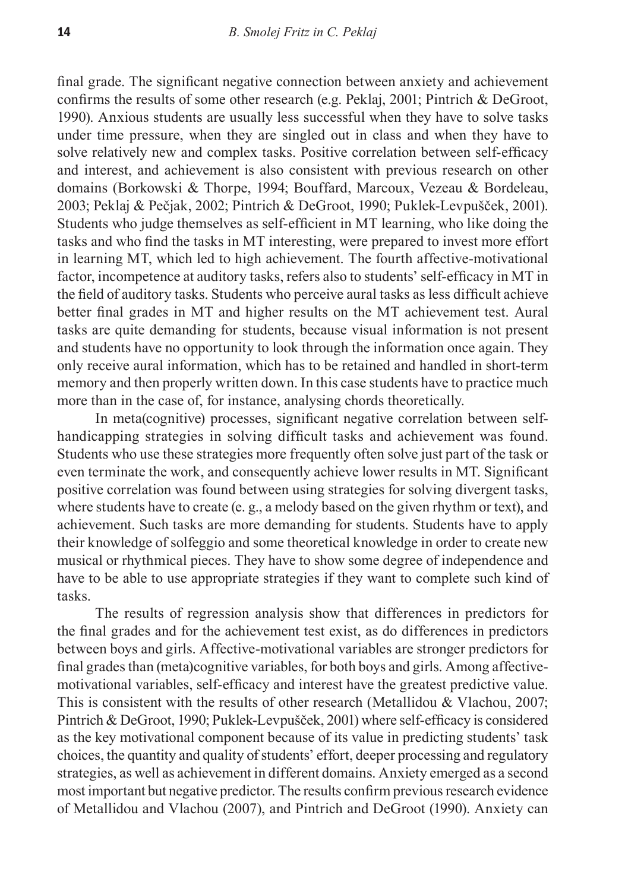final grade. The significant negative connection between anxiety and achievement confirms the results of some other research (e.g. Peklaj, 2001; Pintrich & DeGroot, 1990). Anxious students are usually less successful when they have to solve tasks under time pressure, when they are singled out in class and when they have to solve relatively new and complex tasks. Positive correlation between self-efficacy and interest, and achievement is also consistent with previous research on other domains (Borkowski & Thorpe, 1994; Bouffard, Marcoux, Vezeau & Bordeleau, 2003; Peklaj & Pečjak, 2002; Pintrich & DeGroot, 1990; Puklek-Levpušček, 2001). Students who judge themselves as self-efficient in MT learning, who like doing the tasks and who find the tasks in MT interesting, were prepared to invest more effort in learning MT, which led to high achievement. The fourth affective-motivational factor, incompetence at auditory tasks, refers also to students' self-efficacy in MT in the field of auditory tasks. Students who perceive aural tasks as less difficult achieve better final grades in MT and higher results on the MT achievement test. Aural tasks are quite demanding for students, because visual information is not present and students have no opportunity to look through the information once again. They only receive aural information, which has to be retained and handled in short-term memory and then properly written down. In this case students have to practice much more than in the case of, for instance, analysing chords theoretically.

In meta(cognitive) processes, significant negative correlation between self-handicapping strategies in solving difficult tasks and achievement was found. Students who use these strategies more frequently often solve just part of the task or even terminate the work, and consequently achieve lower results in MT. Significant positive correlation was found between using strategies for solving divergent tasks, where students have to create (e. g., a melody based on the given rhythm or text), and achievement. Such tasks are more demanding for students. Students have to apply their knowledge of solfeggio and some theoretical knowledge in order to create new musical or rhythmical pieces. They have to show some degree of independence and have to be able to use appropriate strategies if they want to complete such kind of tasks.

The results of regression analysis show that differences in predictors for the final grades and for the achievement test exist, as do differences in predictors between boys and girls. Affective-motivational variables are stronger predictors for final grades than (meta)cognitive variables, for both boys and girls. Among affective-motivational variables, self-efficacy and interest have the greatest predictive value. This is consistent with the results of other research (Metallidou & Vlachou, 2007; Pintrich & DeGroot, 1990; Puklek-Levpušček, 2001) where self-efficacy is considered as the key motivational component because of its value in predicting students' task choices, the quantity and quality of students' effort, deeper processing and regulatory strategies, as well as achievement in different domains. Anxiety emerged as a second most important but negative predictor. The results confirm previous research evidence of Metallidou and Vlachou (2007), and Pintrich and DeGroot (1990). Anxiety can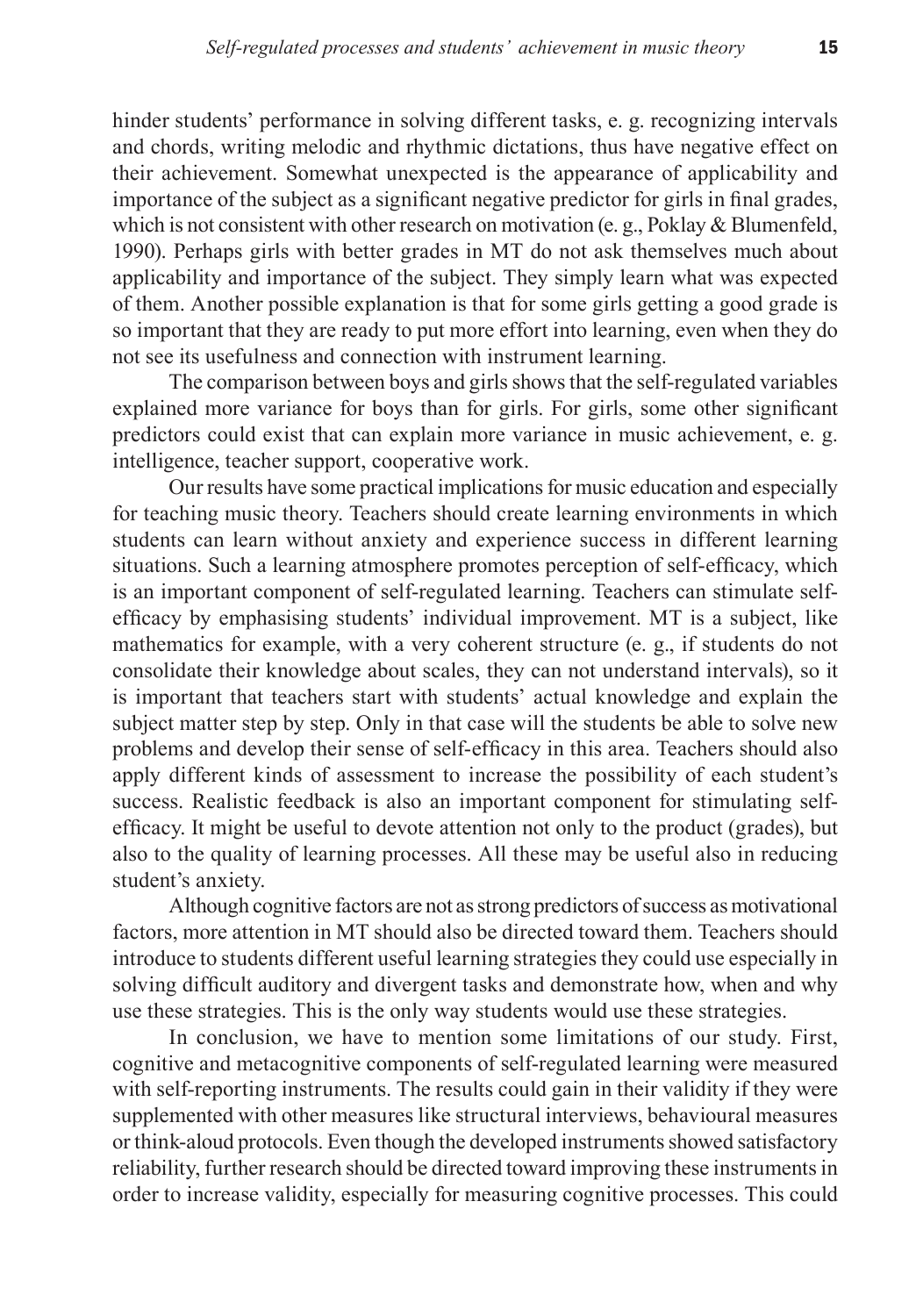hinder students' performance in solving different tasks, e. g. recognizing intervals and chords, writing melodic and rhythmic dictations, thus have negative effect on their achievement. Somewhat unexpected is the appearance of applicability and importance of the subject as a significant negative predictor for girls in final grades, which is not consistent with other research on motivation (e. g., Poklay & Blumenfeld, 1990). Perhaps girls with better grades in MT do not ask themselves much about applicability and importance of the subject. They simply learn what was expected of them. Another possible explanation is that for some girls getting a good grade is so important that they are ready to put more effort into learning, even when they do not see its usefulness and connection with instrument learning.

The comparison between boys and girls shows that the self-regulated variables explained more variance for boys than for girls. For girls, some other significant predictors could exist that can explain more variance in music achievement, e. g. intelligence, teacher support, cooperative work.

Our results have some practical implications for music education and especially for teaching music theory. Teachers should create learning environments in which students can learn without anxiety and experience success in different learning situations. Such a learning atmosphere promotes perception of self-efficacy, which is an important component of self-regulated learning. Teachers can stimulate self-efficacy by emphasising students' individual improvement. MT is a subject, like mathematics for example, with a very coherent structure (e. g., if students do not consolidate their knowledge about scales, they can not understand intervals), so it is important that teachers start with students' actual knowledge and explain the subject matter step by step. Only in that case will the students be able to solve new problems and develop their sense of self-efficacy in this area. Teachers should also apply different kinds of assessment to increase the possibility of each student's success. Realistic feedback is also an important component for stimulating self-efficacy. It might be useful to devote attention not only to the product (grades), but also to the quality of learning processes. All these may be useful also in reducing student's anxiety.

Although cognitive factors are not as strong predictors of success as motivational factors, more attention in MT should also be directed toward them. Teachers should introduce to students different useful learning strategies they could use especially in solving difficult auditory and divergent tasks and demonstrate how, when and why use these strategies. This is the only way students would use these strategies.

In conclusion, we have to mention some limitations of our study. First, cognitive and metacognitive components of self-regulated learning were measured with self-reporting instruments. The results could gain in their validity if they were supplemented with other measures like structural interviews, behavioural measures or think-aloud protocols. Even though the developed instruments showed satisfactory reliability, further research should be directed toward improving these instruments in order to increase validity, especially for measuring cognitive processes. This could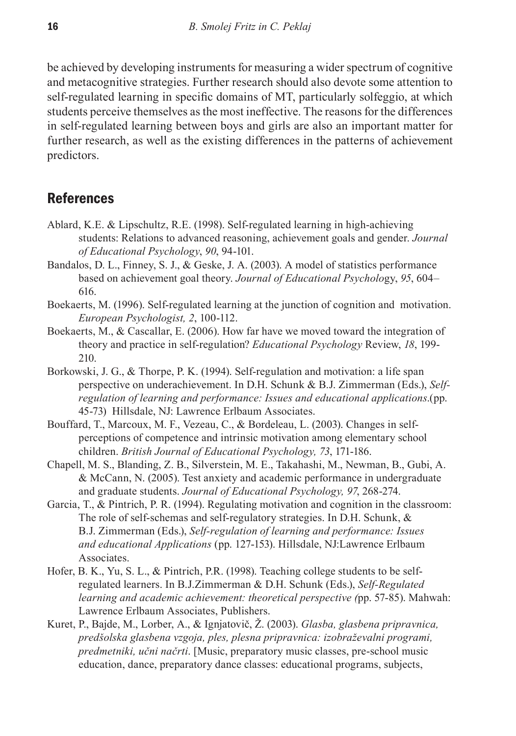be achieved by developing instruments for measuring a wider spectrum of cognitive and metacognitive strategies. Further research should also devote some attention to self-regulated learning in specific domains of MT, particularly solfeggio, at which students perceive themselves as the most ineffective. The reasons for the differences in self-regulated learning between boys and girls are also an important matter for further research, as well as the existing differences in the patterns of achievement predictors.

## References

Ablard, K.E. & Lipschultz, R.E. (1998). Self-regulated learning in high-achieving students: Relations to advanced reasoning, achievement goals and gender. *Journal of Educational Psychology*, *90*, 94-101.

Bandalos, D. L., Finney, S. J., & Geske, J. A. (2003). A model of statistics performance based on achievement goal theory. *Journal of Educational Psychology*, *95*, 604–616.

Boekaerts, M. (1996). Self-regulated learning at the junction of cognition and motivation. *European Psychologist, 2*, 100-112.

Boekaerts, M., & Cascallar, E. (2006). How far have we moved toward the integration of theory and practice in self-regulation? *Educational Psychology* Review, *18*, 199-210.

Borkowski, J. G., & Thorpe, P. K. (1994). Self-regulation and motivation: a life span perspective on underachievement. In D.H. Schunk & B.J. Zimmerman (Eds.), *Self-regulation of learning and performance: Issues and educational applications*.(pp. 45-73) Hillsdale, NJ: Lawrence Erlbaum Associates.

Bouffard, T., Marcoux, M. F., Vezeau, C., & Bordeleau, L. (2003). Changes in self-perceptions of competence and intrinsic motivation among elementary school children. *British Journal of Educational Psychology, 73*, 171-186.

Chapell, M. S., Blanding, Z. B., Silverstein, M. E., Takahashi, M., Newman, B., Gubi, A. & McCann, N. (2005). Test anxiety and academic performance in undergraduate and graduate students. *Journal of Educational Psychology, 97*, 268-274.

Garcia, T., & Pintrich, P. R. (1994). Regulating motivation and cognition in the classroom: The role of self-schemas and self-regulatory strategies. In D.H. Schunk, & B.J. Zimmerman (Eds.), *Self-regulation of learning and performance: Issues and educational Applications* (pp. 127-153). Hillsdale, NJ:Lawrence Erlbaum Associates.

Hofer, B. K., Yu, S. L., & Pintrich, P.R. (1998). Teaching college students to be self-regulated learners. In B.J.Zimmerman & D.H. Schunk (Eds.), *Self-Regulated learning and academic achievement: theoretical perspective (*pp. 57-85). Mahwah: Lawrence Erlbaum Associates, Publishers.

Kuret, P., Bajde, M., Lorber, A., & Ignjatovič, Ž. (2003). *Glasba, glasbena pripravnica, predšolska glasbena vzgoja, ples, plesna pripravnica: izobraževalni programi, predmetniki, učni načrti*. [Music, preparatory music classes, pre-school music education, dance, preparatory dance classes: educational programs, subjects,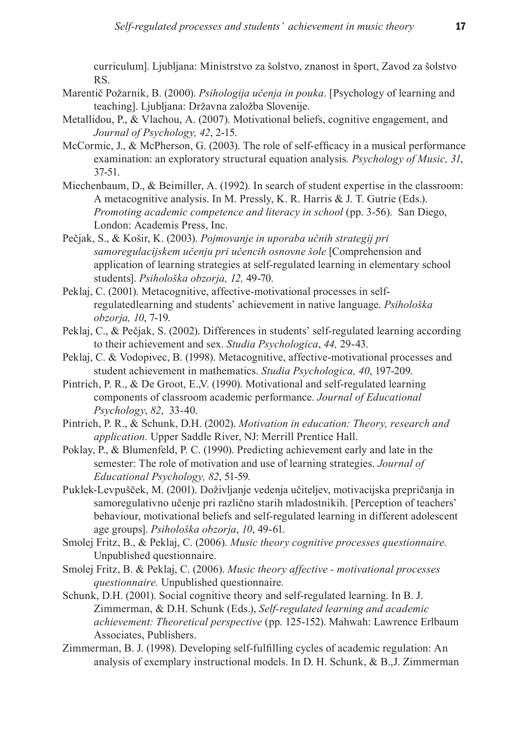curriculum]. Ljubljana: Ministrstvo za šolstvo, znanost in šport, Zavod za šolstvo RS.

Marentič Požarnik, B. (2000). *Psihologija učenja in pouka*. [Psychology of learning and teaching]. Ljubljana: Državna založba Slovenije.

Metallidou, P., & Vlachou, A. (2007). Motivational beliefs, cognitive engagement, and *Journal of Psychology, 42*, 2-15.

McCormic, J., & McPherson, G. (2003). The role of self-efficacy in a musical performance examination: an exploratory structural equation analysis. *Psychology of Music, 31*, 37-51.

Miechenbaum, D., & Beimiller, A. (1992). In search of student expertise in the classroom: A metacognitive analysis. In M. Pressly, K. R. Harris & J. T. Gutrie (Eds.). *Promoting academic competence and literacy in school* (pp. 3-56). San Diego, London: Academis Press, Inc.

Pečjak, S., & Košir, K. (2003). *Pojmovanje in uporaba učnih strategij pri samoregulacijskem učenju pri učencih osnovne šole* [Comprehension and application of learning strategies at self-regulated learning in elementary school students]. *Psihološka obzorja, 12,* 49-70.

Peklaj, C. (2001). Metacognitive, affective-motivational processes in self-regulatedlearning and students' achievement in native language. *Psihološka obzorja, 10*, 7-19.

Peklaj, C., & Pečjak, S. (2002). Differences in students' self-regulated learning according to their achievement and sex. *Studia Psychologica*, *44,* 29-43.

Peklaj, C. & Vodopivec, B. (1998). Metacognitive, affective-motivational processes and student achievement in mathematics. *Studia Psychologica, 40*, 197-209.

Pintrich, P. R., & De Groot, E.,V. (1990). Motivational and self-regulated learning components of classroom academic performance. *Journal of Educational Psychology*, *82*, 33-40.

Pintrich, P. R., & Schunk, D.H. (2002). *Motivation in education: Theory, research and application.* Upper Saddle River, NJ: Merrill Prentice Hall.

Poklay, P., & Blumenfeld, P. C. (1990). Predicting achievement early and late in the semester: The role of motivation and use of learning strategies. *Journal of Educational Psychology, 82*, 51-59.

Puklek-Levpušček, M. (2001). Doživljanje vedenja učiteljev, motivacijska prepričanja in samoregulativno učenje pri različno starih mladostnikih. [Perception of teachers' behaviour, motivational beliefs and self-regulated learning in different adolescent age groups]. *Psihološka obzorja*, *10*, 49-61.

Smolej Fritz, B., & Peklaj, C. (2006). *Music theory cognitive processes questionnaire.* Unpublished questionnaire.

Smolej Fritz, B. & Peklaj, C. (2006). *Music theory affective - motivational processes questionnaire.* Unpublished questionnaire.

Schunk, D.H. (2001). Social cognitive theory and self-regulated learning. In B. J. Zimmerman, & D.H. Schunk (Eds.), *Self-regulated learning and academic achievement: Theoretical perspective* (pp. 125-152). Mahwah: Lawrence Erlbaum Associates, Publishers.

Zimmerman, B. J. (1998). Developing self-fulfilling cycles of academic regulation: An analysis of exemplary instructional models. In D. H. Schunk, & B.,J. Zimmerman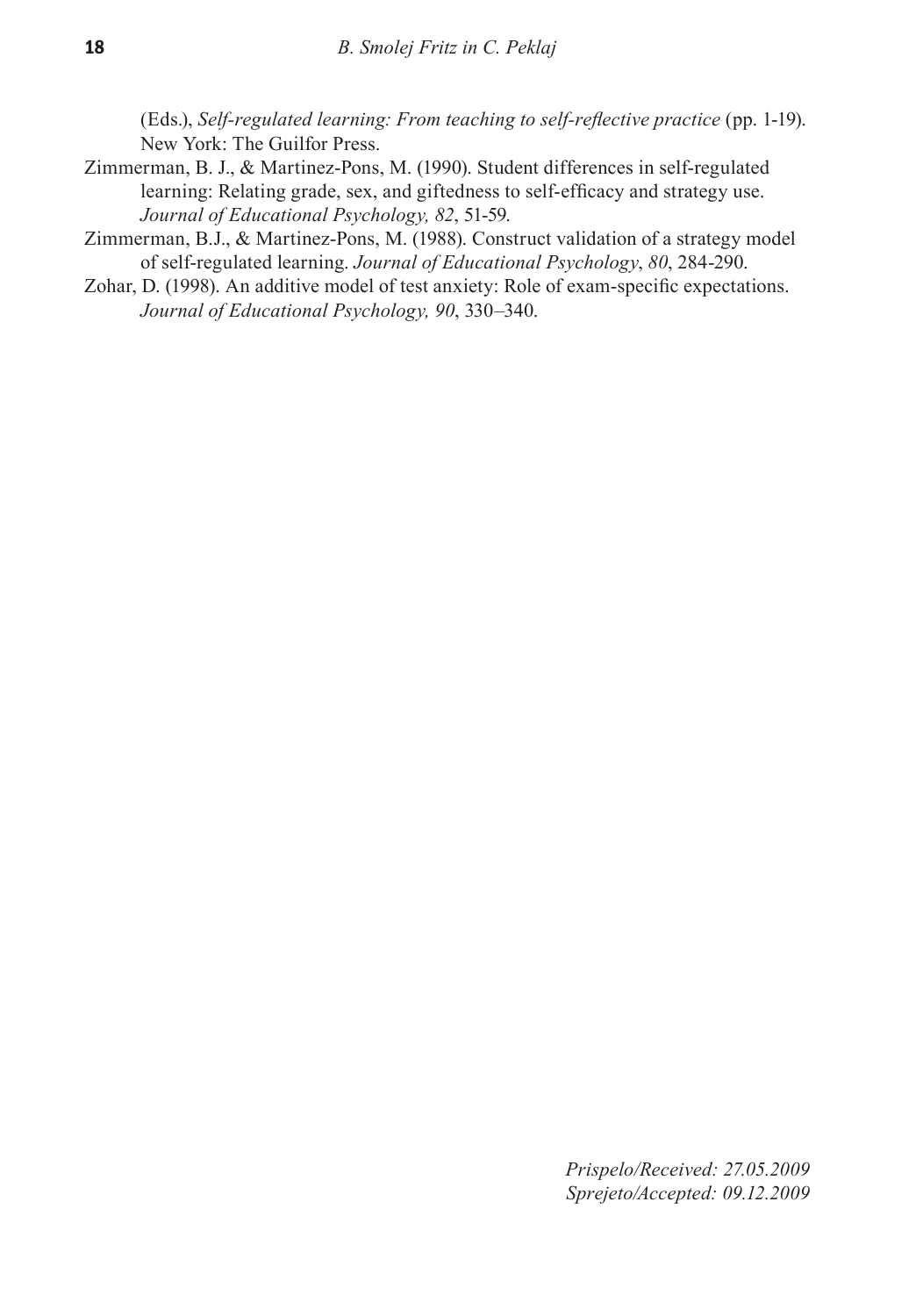(Eds.), *Self-regulated learning: From teaching to self-reflective practice* (pp. 1-19). New York: The Guilfor Press.

Zimmerman, B. J., & Martinez-Pons, M. (1990). Student differences in self-regulated learning: Relating grade, sex, and giftedness to self-efficacy and strategy use. *Journal of Educational Psychology, 82*, 51-59.

Zimmerman, B.J., & Martinez-Pons, M. (1988). Construct validation of a strategy model of self-regulated learning. *Journal of Educational Psychology*, *80*, 284-290.

Zohar, D. (1998). An additive model of test anxiety: Role of exam-specific expectations. *Journal of Educational Psychology, 90*, 330–340.

*Prispelo/Received: 27.05.2009*
*Sprejeto/Accepted: 09.12.2009*